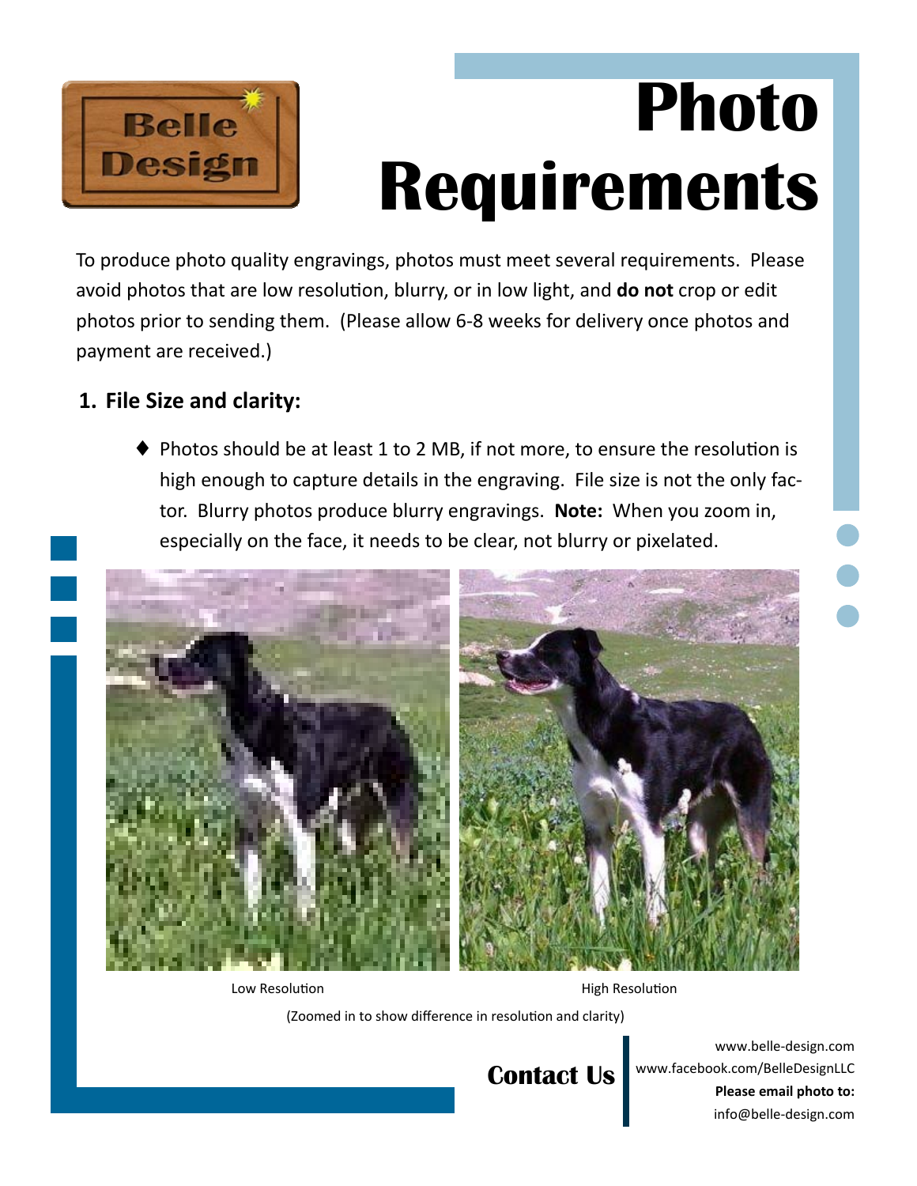# Photo Requirements

To produce photo quality engravings, photos must meet several requirements. Please avoid photos that are low resolution, blurry, or in low light, and **do not** crop or edit photos prior to sending them. (Please allow 6-8 weeks for delivery once photos and payment are received.)

## 1. File Size and clarity:

- Photos should be at least 1 to 2 MB, if not more, to ensure the resolution is high enough to capture details in the engraving. File size is not the only factor. Blurry photos produce blurry engravings. **Note:** When you zoom in, especially on the face, it needs to be clear, not blurry or pixelated.

Low Resolution

High Resolution

(Zoomed in to show difference in resolution and clarity)

**Contact Us**

www.belle-design.com
www.facebook.com/BelleDesignLLC
**Please email photo to:**
info@belle-design.com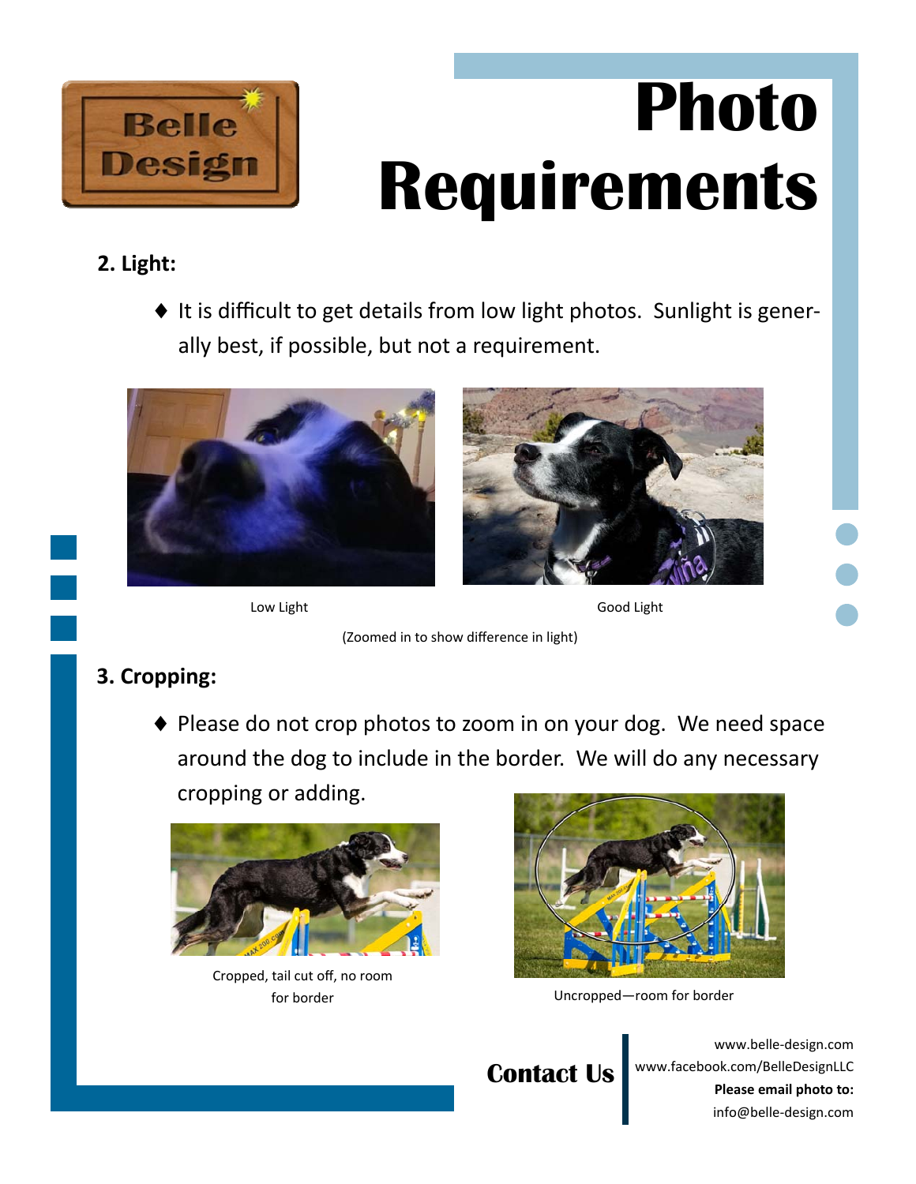# Photo Requirements

**2. Light:**

- It is difficult to get details from low light photos. Sunlight is generally best, if possible, but not a requirement.

Low Light

Good Light

(Zoomed in to show difference in light)

**3. Cropping:**

- Please do not crop photos to zoom in on your dog. We need space around the dog to include in the border. We will do any necessary cropping or adding.

Cropped, tail cut off, no room for border

Uncropped—room for border

**Contact Us**

www.belle-design.com
www.facebook.com/BelleDesignLLC
**Please email photo to:**
info@belle-design.com